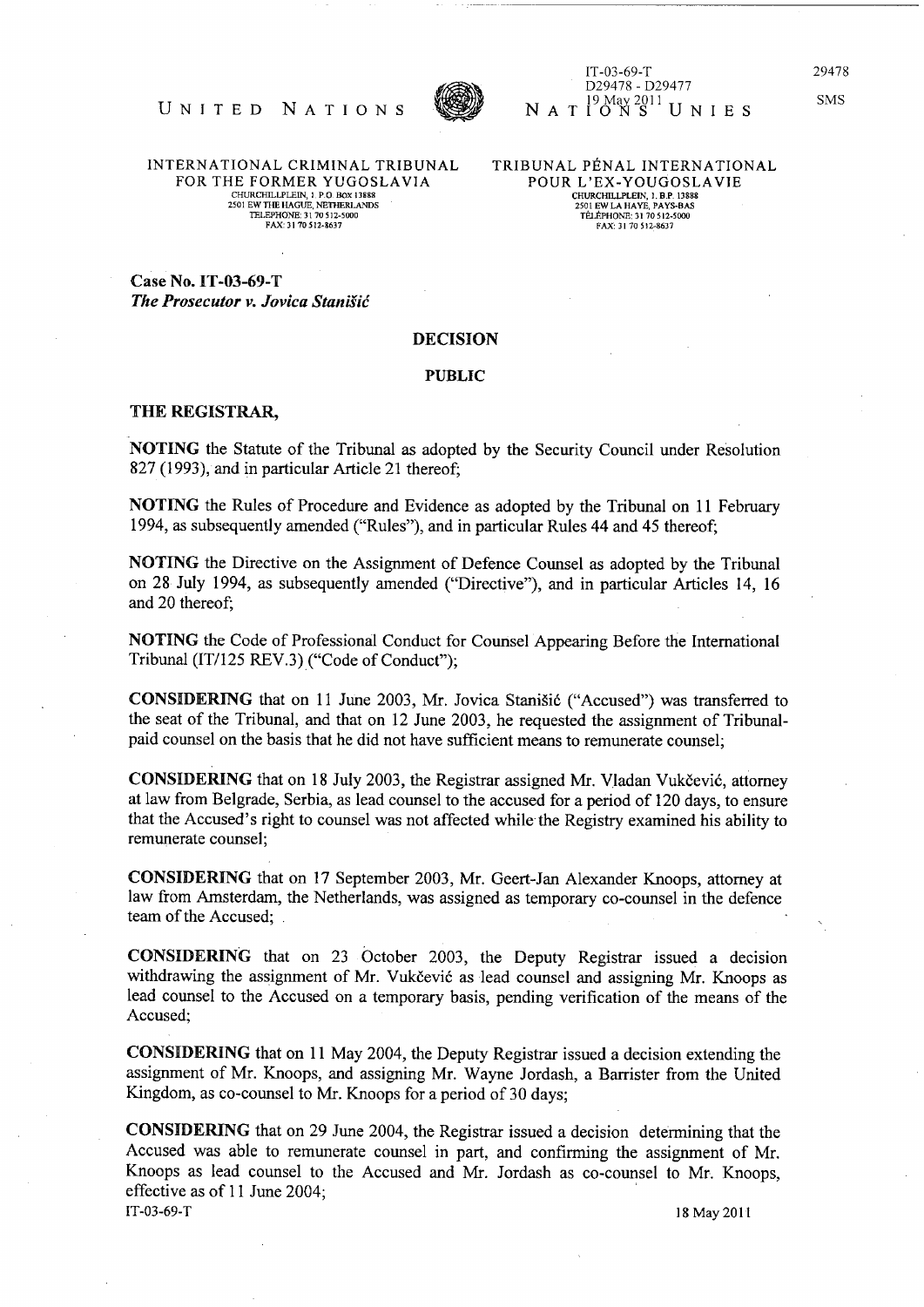UNITED NATIONS

NATIONS UNIES

IT-03-69-T
D29478 - D29477
19 May 2011

29478

SMS

INTERNATIONAL CRIMINAL TRIBUNAL FOR THE FORMER YUGOSLAVIA
CHURCHILLPLEIN, 1 P.O. BOX 13888
2501 EW THE HAGUE, NETHERLANDS
TELEPHONE: 31 70 512-5000
FAX: 31 70 512-8637

TRIBUNAL PÉNAL INTERNATIONAL POUR L'EX-YOUGOSLAVIE
CHURCHILLPLEIN, 1. B.P. 13888
2501 EW LA HAYE, PAYS-BAS
TÉLÉPHONE: 31 70 512-5000
FAX: 31 70 512-8637

**Case No. IT-03-69-T**
***The Prosecutor v. Jovica Stanišić***

**DECISION**

**PUBLIC**

**THE REGISTRAR,**

**NOTING** the Statute of the Tribunal as adopted by the Security Council under Resolution 827 (1993), and in particular Article 21 thereof;

**NOTING** the Rules of Procedure and Evidence as adopted by the Tribunal on 11 February 1994, as subsequently amended ("Rules"), and in particular Rules 44 and 45 thereof;

**NOTING** the Directive on the Assignment of Defence Counsel as adopted by the Tribunal on 28 July 1994, as subsequently amended ("Directive"), and in particular Articles 14, 16 and 20 thereof;

**NOTING** the Code of Professional Conduct for Counsel Appearing Before the International Tribunal (IT/125 REV.3) ("Code of Conduct");

**CONSIDERING** that on 11 June 2003, Mr. Jovica Stanišić ("Accused") was transferred to the seat of the Tribunal, and that on 12 June 2003, he requested the assignment of Tribunal-paid counsel on the basis that he did not have sufficient means to remunerate counsel;

**CONSIDERING** that on 18 July 2003, the Registrar assigned Mr. Vladan Vukčević, attorney at law from Belgrade, Serbia, as lead counsel to the accused for a period of 120 days, to ensure that the Accused's right to counsel was not affected while the Registry examined his ability to remunerate counsel;

**CONSIDERING** that on 17 September 2003, Mr. Geert-Jan Alexander Knoops, attorney at law from Amsterdam, the Netherlands, was assigned as temporary co-counsel in the defence team of the Accused;

**CONSIDERING** that on 23 October 2003, the Deputy Registrar issued a decision withdrawing the assignment of Mr. Vukčević as lead counsel and assigning Mr. Knoops as lead counsel to the Accused on a temporary basis, pending verification of the means of the Accused;

**CONSIDERING** that on 11 May 2004, the Deputy Registrar issued a decision extending the assignment of Mr. Knoops, and assigning Mr. Wayne Jordash, a Barrister from the United Kingdom, as co-counsel to Mr. Knoops for a period of 30 days;

**CONSIDERING** that on 29 June 2004, the Registrar issued a decision determining that the Accused was able to remunerate counsel in part, and confirming the assignment of Mr. Knoops as lead counsel to the Accused and Mr. Jordash as co-counsel to Mr. Knoops, effective as of 11 June 2004;

IT-03-69-T 18 May 2011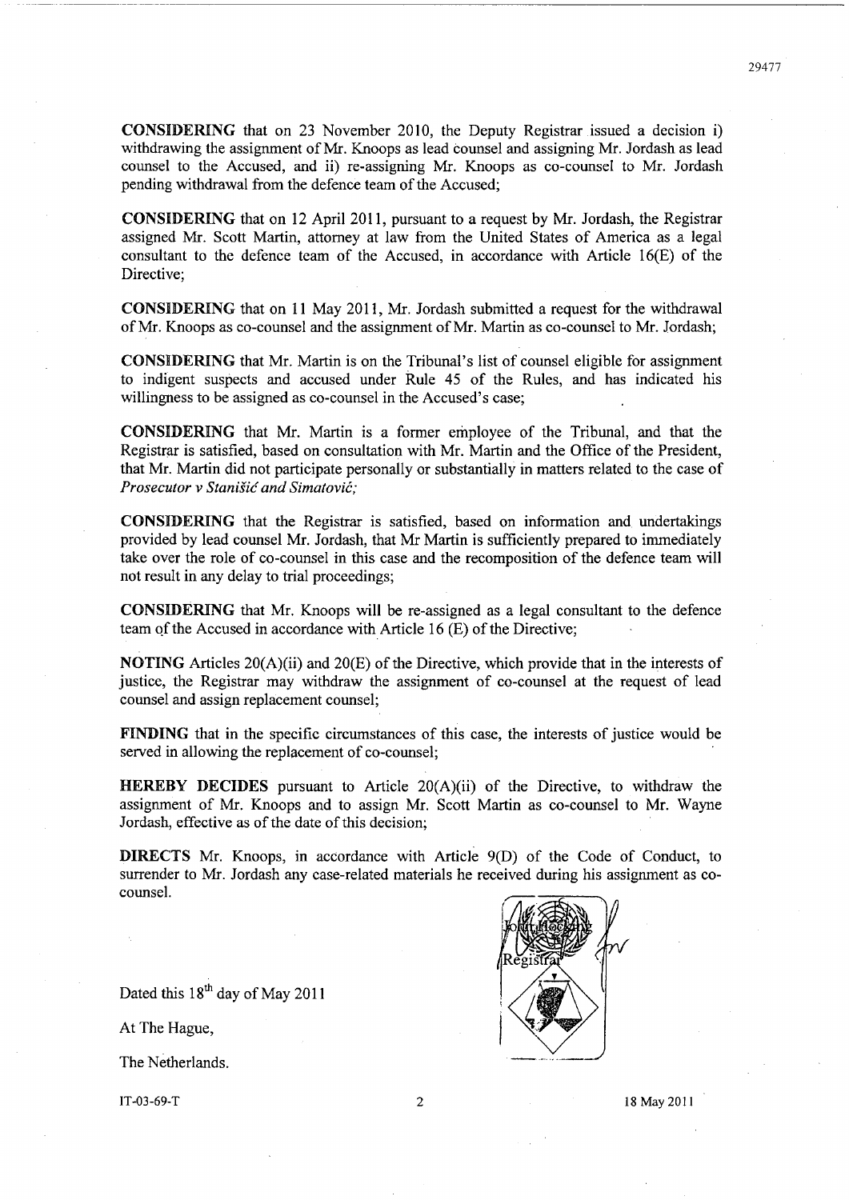**CONSIDERING** that on 23 November 2010, the Deputy Registrar issued a decision i) withdrawing the assignment of Mr. Knoops as lead counsel and assigning Mr. Jordash as lead counsel to the Accused, and ii) re-assigning Mr. Knoops as co-counsel to Mr. Jordash pending withdrawal from the defence team of the Accused;

**CONSIDERING** that on 12 April 2011, pursuant to a request by Mr. Jordash, the Registrar assigned Mr. Scott Martin, attorney at law from the United States of America as a legal consultant to the defence team of the Accused, in accordance with Article 16(E) of the Directive;

**CONSIDERING** that on 11 May 2011, Mr. Jordash submitted a request for the withdrawal of Mr. Knoops as co-counsel and the assignment of Mr. Martin as co-counsel to Mr. Jordash;

**CONSIDERING** that Mr. Martin is on the Tribunal's list of counsel eligible for assignment to indigent suspects and accused under Rule 45 of the Rules, and has indicated his willingness to be assigned as co-counsel in the Accused's case;

**CONSIDERING** that Mr. Martin is a former employee of the Tribunal, and that the Registrar is satisfied, based on consultation with Mr. Martin and the Office of the President, that Mr. Martin did not participate personally or substantially in matters related to the case of *Prosecutor v Stanišić and Simatović;*

**CONSIDERING** that the Registrar is satisfied, based on information and undertakings provided by lead counsel Mr. Jordash, that Mr Martin is sufficiently prepared to immediately take over the role of co-counsel in this case and the recomposition of the defence team will not result in any delay to trial proceedings;

**CONSIDERING** that Mr. Knoops will be re-assigned as a legal consultant to the defence team of the Accused in accordance with Article 16 (E) of the Directive;

**NOTING** Articles 20(A)(ii) and 20(E) of the Directive, which provide that in the interests of justice, the Registrar may withdraw the assignment of co-counsel at the request of lead counsel and assign replacement counsel;

**FINDING** that in the specific circumstances of this case, the interests of justice would be served in allowing the replacement of co-counsel;

**HEREBY DECIDES** pursuant to Article 20(A)(ii) of the Directive, to withdraw the assignment of Mr. Knoops and to assign Mr. Scott Martin as co-counsel to Mr. Wayne Jordash, effective as of the date of this decision;

**DIRECTS** Mr. Knoops, in accordance with Article 9(D) of the Code of Conduct, to surrender to Mr. Jordash any case-related materials he received during his assignment as co-counsel.

John Hocking
Registrar

Dated this 18th day of May 2011

At The Hague,

The Netherlands.

IT-03-69-T